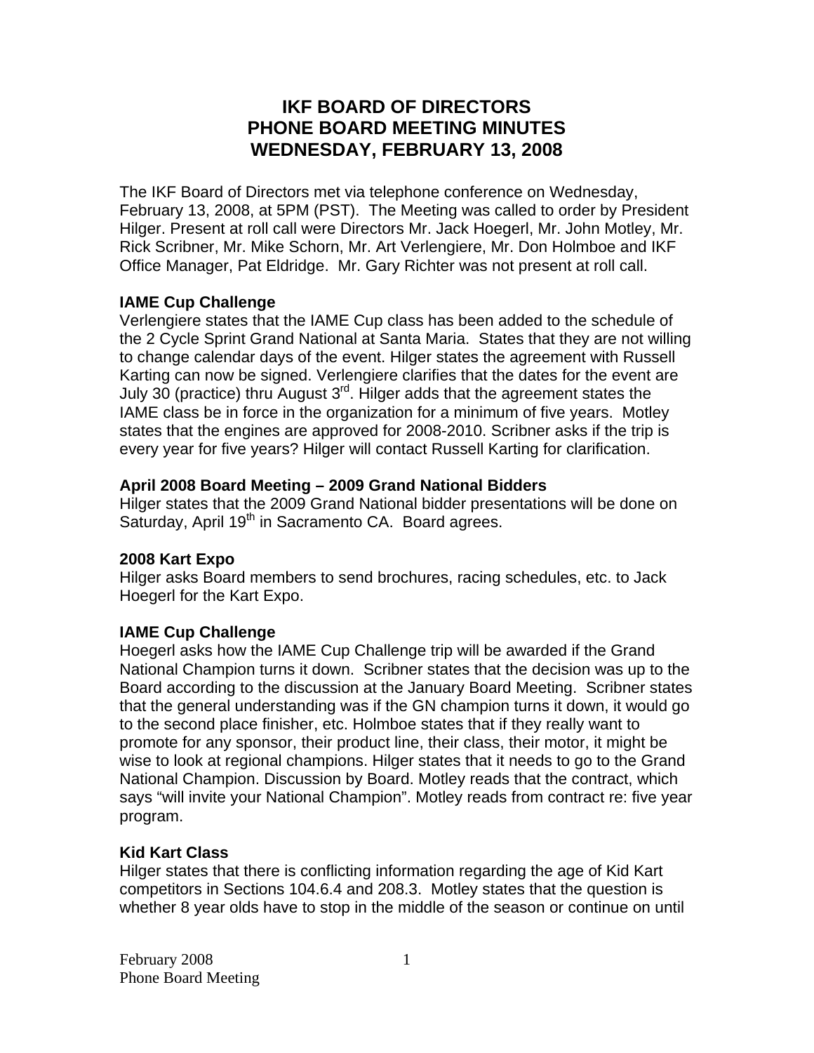# IKF BOARD OF DIRECTORS
# PHONE BOARD MEETING MINUTES
# WEDNESDAY, FEBRUARY 13, 2008

The IKF Board of Directors met via telephone conference on Wednesday, February 13, 2008, at 5PM (PST). The Meeting was called to order by President Hilger. Present at roll call were Directors Mr. Jack Hoegerl, Mr. John Motley, Mr. Rick Scribner, Mr. Mike Schorn, Mr. Art Verlengiere, Mr. Don Holmboe and IKF Office Manager, Pat Eldridge. Mr. Gary Richter was not present at roll call.

**IAME Cup Challenge**

Verlengiere states that the IAME Cup class has been added to the schedule of the 2 Cycle Sprint Grand National at Santa Maria. States that they are not willing to change calendar days of the event. Hilger states the agreement with Russell Karting can now be signed. Verlengiere clarifies that the dates for the event are July 30 (practice) thru August 3rd. Hilger adds that the agreement states the IAME class be in force in the organization for a minimum of five years. Motley states that the engines are approved for 2008-2010. Scribner asks if the trip is every year for five years? Hilger will contact Russell Karting for clarification.

**April 2008 Board Meeting – 2009 Grand National Bidders**

Hilger states that the 2009 Grand National bidder presentations will be done on Saturday, April 19th in Sacramento CA. Board agrees.

**2008 Kart Expo**

Hilger asks Board members to send brochures, racing schedules, etc. to Jack Hoegerl for the Kart Expo.

**IAME Cup Challenge**

Hoegerl asks how the IAME Cup Challenge trip will be awarded if the Grand National Champion turns it down. Scribner states that the decision was up to the Board according to the discussion at the January Board Meeting. Scribner states that the general understanding was if the GN champion turns it down, it would go to the second place finisher, etc. Holmboe states that if they really want to promote for any sponsor, their product line, their class, their motor, it might be wise to look at regional champions. Hilger states that it needs to go to the Grand National Champion. Discussion by Board. Motley reads that the contract, which says "will invite your National Champion". Motley reads from contract re: five year program.

**Kid Kart Class**

Hilger states that there is conflicting information regarding the age of Kid Kart competitors in Sections 104.6.4 and 208.3. Motley states that the question is whether 8 year olds have to stop in the middle of the season or continue on until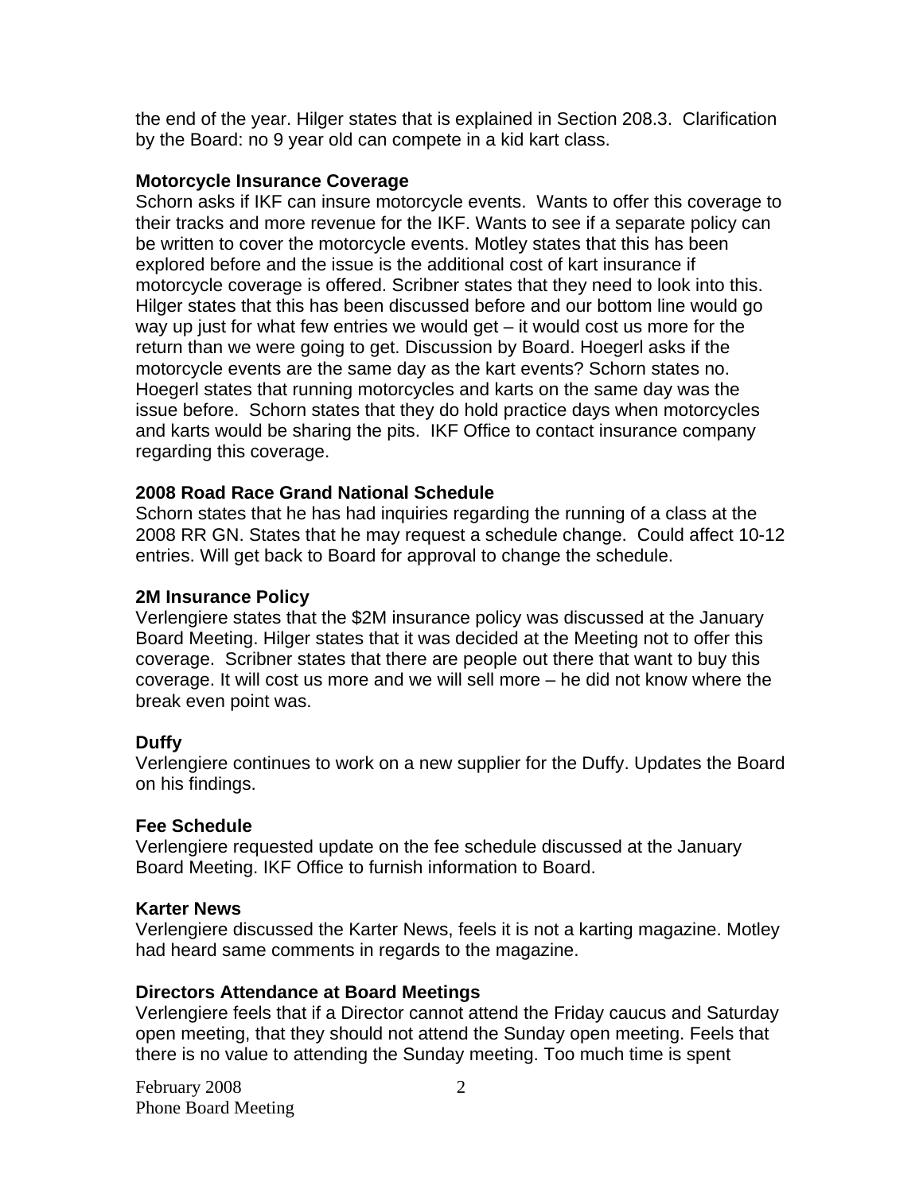the end of the year. Hilger states that is explained in Section 208.3. Clarification by the Board: no 9 year old can compete in a kid kart class.

**Motorcycle Insurance Coverage**

Schorn asks if IKF can insure motorcycle events. Wants to offer this coverage to their tracks and more revenue for the IKF. Wants to see if a separate policy can be written to cover the motorcycle events. Motley states that this has been explored before and the issue is the additional cost of kart insurance if motorcycle coverage is offered. Scribner states that they need to look into this. Hilger states that this has been discussed before and our bottom line would go way up just for what few entries we would get – it would cost us more for the return than we were going to get. Discussion by Board. Hoegerl asks if the motorcycle events are the same day as the kart events? Schorn states no. Hoegerl states that running motorcycles and karts on the same day was the issue before. Schorn states that they do hold practice days when motorcycles and karts would be sharing the pits. IKF Office to contact insurance company regarding this coverage.

**2008 Road Race Grand National Schedule**

Schorn states that he has had inquiries regarding the running of a class at the 2008 RR GN. States that he may request a schedule change. Could affect 10-12 entries. Will get back to Board for approval to change the schedule.

**2M Insurance Policy**

Verlengiere states that the $2M insurance policy was discussed at the January Board Meeting. Hilger states that it was decided at the Meeting not to offer this coverage. Scribner states that there are people out there that want to buy this coverage. It will cost us more and we will sell more – he did not know where the break even point was.

**Duffy**

Verlengiere continues to work on a new supplier for the Duffy. Updates the Board on his findings.

**Fee Schedule**

Verlengiere requested update on the fee schedule discussed at the January Board Meeting. IKF Office to furnish information to Board.

**Karter News**

Verlengiere discussed the Karter News, feels it is not a karting magazine. Motley had heard same comments in regards to the magazine.

**Directors Attendance at Board Meetings**

Verlengiere feels that if a Director cannot attend the Friday caucus and Saturday open meeting, that they should not attend the Sunday open meeting. Feels that there is no value to attending the Sunday meeting. Too much time is spent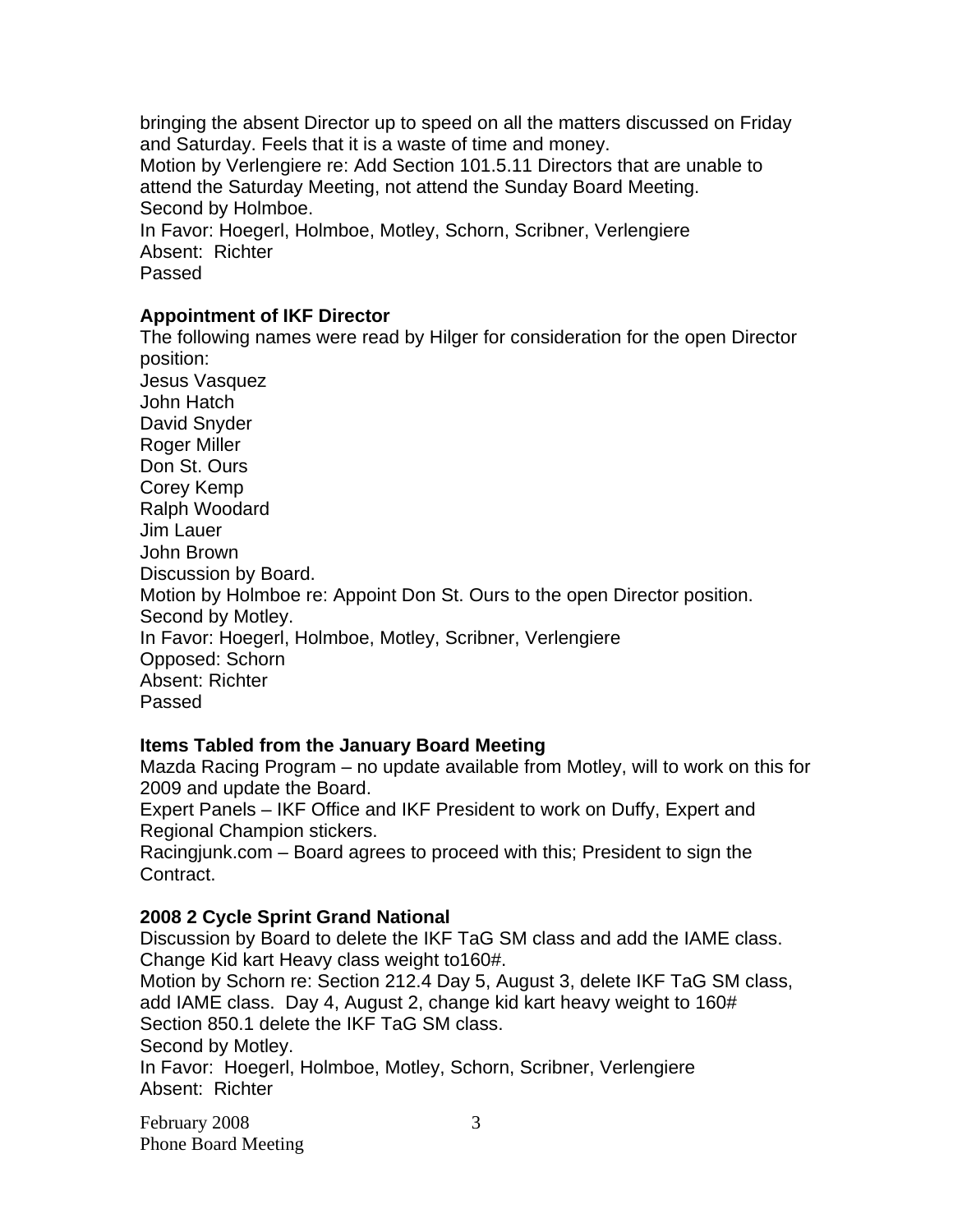bringing the absent Director up to speed on all the matters discussed on Friday and Saturday. Feels that it is a waste of time and money.
Motion by Verlengiere re: Add Section 101.5.11 Directors that are unable to attend the Saturday Meeting, not attend the Sunday Board Meeting.
Second by Holmboe.
In Favor: Hoegerl, Holmboe, Motley, Schorn, Scribner, Verlengiere
Absent: Richter
Passed

**Appointment of IKF Director**

The following names were read by Hilger for consideration for the open Director position:
Jesus Vasquez
John Hatch
David Snyder
Roger Miller
Don St. Ours
Corey Kemp
Ralph Woodard
Jim Lauer
John Brown
Discussion by Board.
Motion by Holmboe re: Appoint Don St. Ours to the open Director position.
Second by Motley.
In Favor: Hoegerl, Holmboe, Motley, Scribner, Verlengiere
Opposed: Schorn
Absent: Richter
Passed

**Items Tabled from the January Board Meeting**

Mazda Racing Program – no update available from Motley, will to work on this for 2009 and update the Board.
Expert Panels – IKF Office and IKF President to work on Duffy, Expert and Regional Champion stickers.
Racingjunk.com – Board agrees to proceed with this; President to sign the Contract.

**2008 2 Cycle Sprint Grand National**

Discussion by Board to delete the IKF TaG SM class and add the IAME class. Change Kid kart Heavy class weight to160#.
Motion by Schorn re: Section 212.4 Day 5, August 3, delete IKF TaG SM class, add IAME class. Day 4, August 2, change kid kart heavy weight to 160#
Section 850.1 delete the IKF TaG SM class.
Second by Motley.
In Favor: Hoegerl, Holmboe, Motley, Schorn, Scribner, Verlengiere
Absent: Richter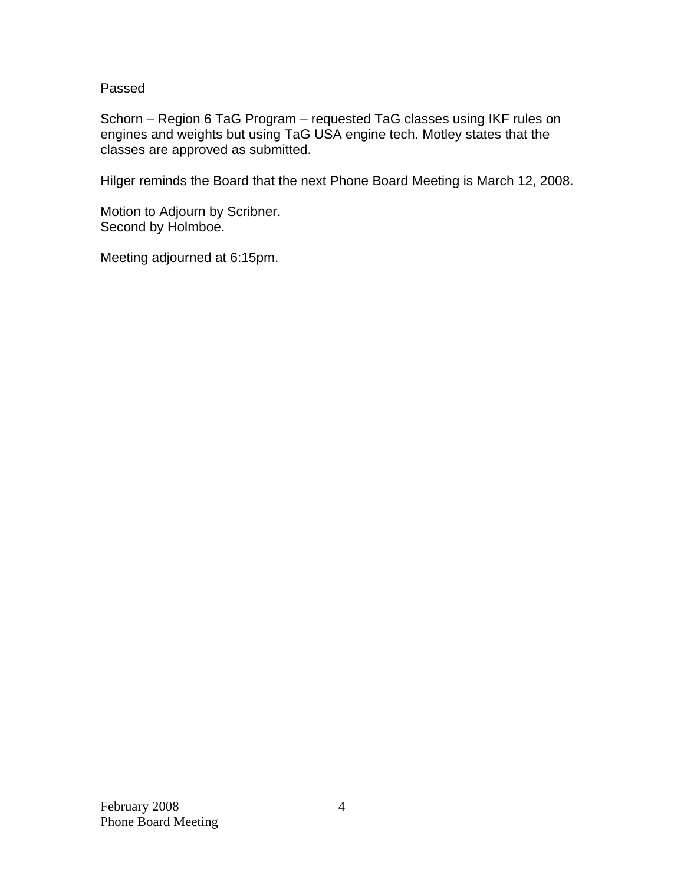Passed

Schorn – Region 6 TaG Program – requested TaG classes using IKF rules on engines and weights but using TaG USA engine tech. Motley states that the classes are approved as submitted.

Hilger reminds the Board that the next Phone Board Meeting is March 12, 2008.

Motion to Adjourn by Scribner.
Second by Holmboe.

Meeting adjourned at 6:15pm.